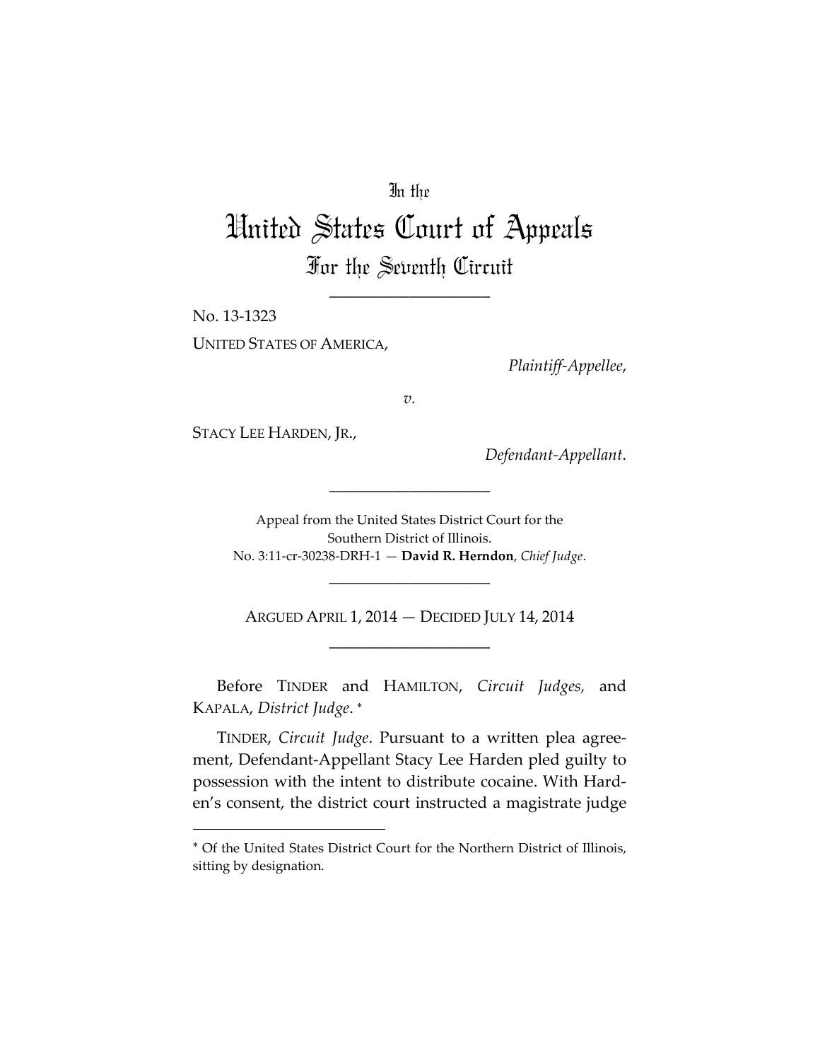In the

# United States Court of Appeals

For the Seventh Circuit

____________________

No. 13-1323

UNITED STATES OF AMERICA,

*Plaintiff-Appellee*,

*v.*

STACY LEE HARDEN, JR.,

*Defendant-Appellant*.

____________________

Appeal from the United States District Court for the Southern District of Illinois.
No. 3:11-cr-30238-DRH-1 — **David R. Herndon**, *Chief Judge*.

____________________

ARGUED APRIL 1, 2014 — DECIDED JULY 14, 2014

____________________

Before TINDER and HAMILTON, *Circuit Judges*, and KAPALA, *District Judge*. *

TINDER, *Circuit Judge*. Pursuant to a written plea agreement, Defendant-Appellant Stacy Lee Harden pled guilty to possession with the intent to distribute cocaine. With Harden's consent, the district court instructed a magistrate judge

* Of the United States District Court for the Northern District of Illinois, sitting by designation.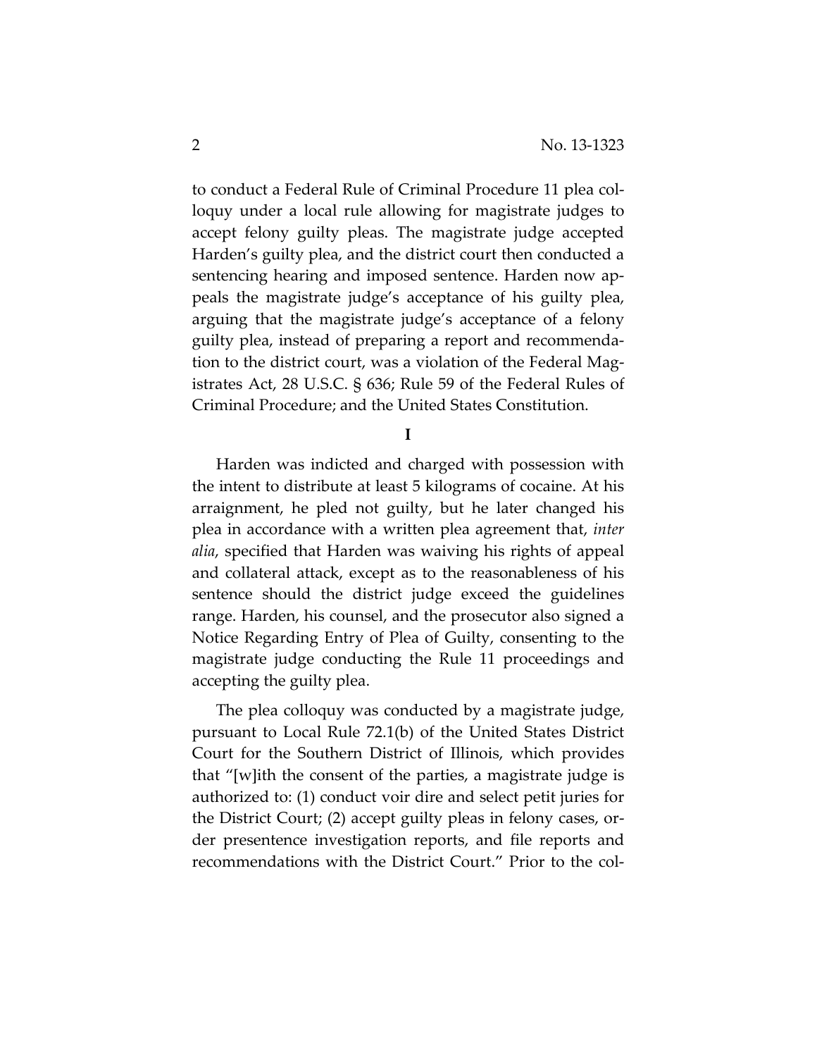to conduct a Federal Rule of Criminal Procedure 11 plea colloquy under a local rule allowing for magistrate judges to accept felony guilty pleas. The magistrate judge accepted Harden's guilty plea, and the district court then conducted a sentencing hearing and imposed sentence. Harden now appeals the magistrate judge's acceptance of his guilty plea, arguing that the magistrate judge's acceptance of a felony guilty plea, instead of preparing a report and recommendation to the district court, was a violation of the Federal Magistrates Act, 28 U.S.C. § 636; Rule 59 of the Federal Rules of Criminal Procedure; and the United States Constitution.

## I

Harden was indicted and charged with possession with the intent to distribute at least 5 kilograms of cocaine. At his arraignment, he pled not guilty, but he later changed his plea in accordance with a written plea agreement that, *inter alia*, specified that Harden was waiving his rights of appeal and collateral attack, except as to the reasonableness of his sentence should the district judge exceed the guidelines range. Harden, his counsel, and the prosecutor also signed a Notice Regarding Entry of Plea of Guilty, consenting to the magistrate judge conducting the Rule 11 proceedings and accepting the guilty plea.

The plea colloquy was conducted by a magistrate judge, pursuant to Local Rule 72.1(b) of the United States District Court for the Southern District of Illinois, which provides that "[w]ith the consent of the parties, a magistrate judge is authorized to: (1) conduct voir dire and select petit juries for the District Court; (2) accept guilty pleas in felony cases, order presentence investigation reports, and file reports and recommendations with the District Court." Prior to the col-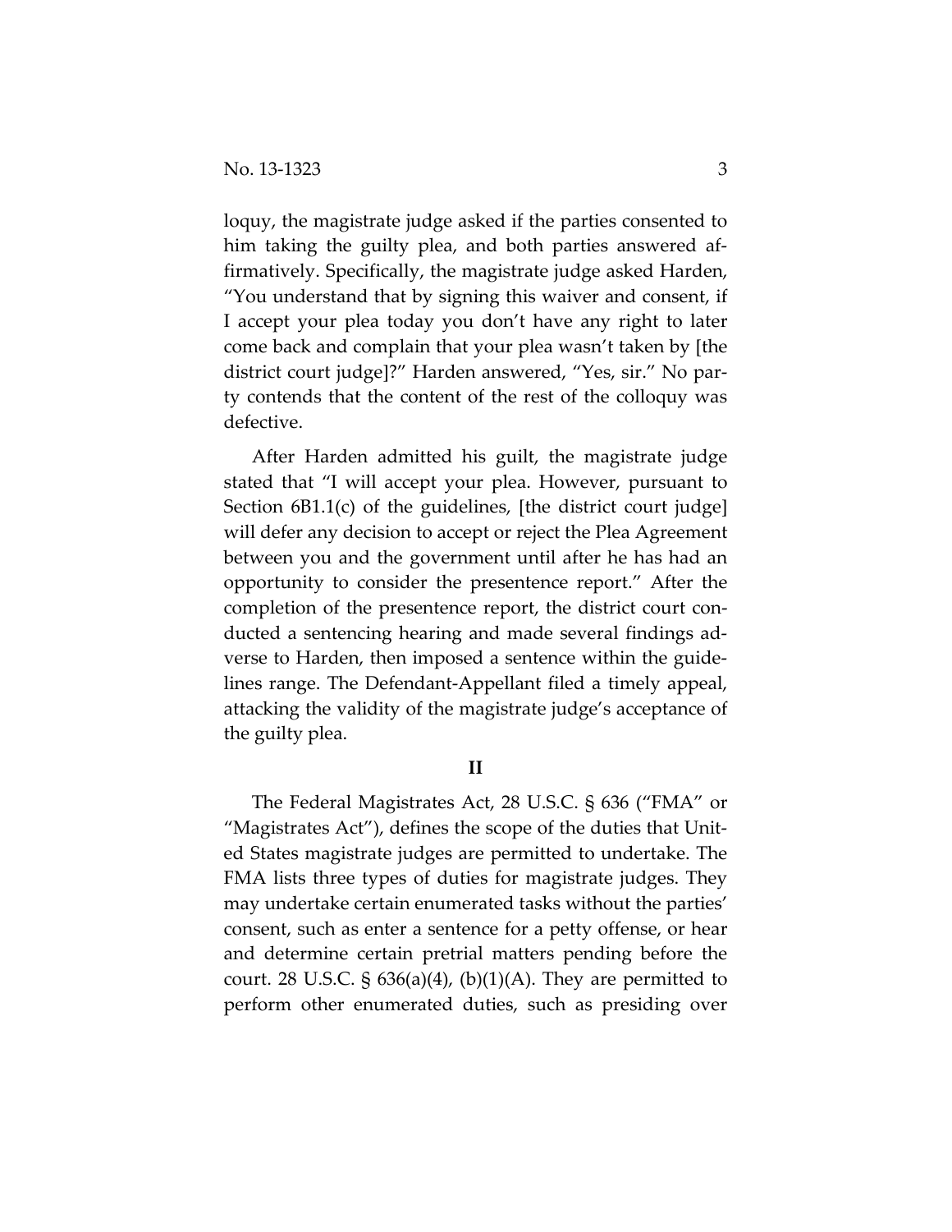loquy, the magistrate judge asked if the parties consented to him taking the guilty plea, and both parties answered affirmatively. Specifically, the magistrate judge asked Harden, "You understand that by signing this waiver and consent, if I accept your plea today you don't have any right to later come back and complain that your plea wasn't taken by [the district court judge]?" Harden answered, "Yes, sir." No party contends that the content of the rest of the colloquy was defective.

After Harden admitted his guilt, the magistrate judge stated that "I will accept your plea. However, pursuant to Section 6B1.1(c) of the guidelines, [the district court judge] will defer any decision to accept or reject the Plea Agreement between you and the government until after he has had an opportunity to consider the presentence report." After the completion of the presentence report, the district court conducted a sentencing hearing and made several findings adverse to Harden, then imposed a sentence within the guidelines range. The Defendant-Appellant filed a timely appeal, attacking the validity of the magistrate judge's acceptance of the guilty plea.

## II

The Federal Magistrates Act, 28 U.S.C. § 636 ("FMA" or "Magistrates Act"), defines the scope of the duties that United States magistrate judges are permitted to undertake. The FMA lists three types of duties for magistrate judges. They may undertake certain enumerated tasks without the parties' consent, such as enter a sentence for a petty offense, or hear and determine certain pretrial matters pending before the court. 28 U.S.C. § 636(a)(4), (b)(1)(A). They are permitted to perform other enumerated duties, such as presiding over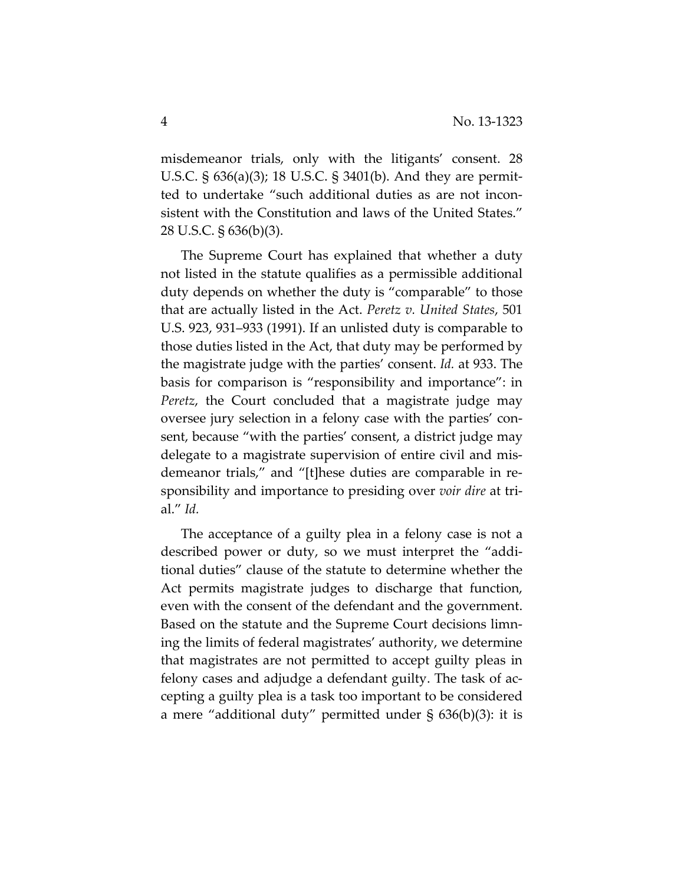misdemeanor trials, only with the litigants' consent. 28 U.S.C. § 636(a)(3); 18 U.S.C. § 3401(b). And they are permitted to undertake "such additional duties as are not inconsistent with the Constitution and laws of the United States." 28 U.S.C. § 636(b)(3).

The Supreme Court has explained that whether a duty not listed in the statute qualifies as a permissible additional duty depends on whether the duty is "comparable" to those that are actually listed in the Act. *Peretz v. United States*, 501 U.S. 923, 931–933 (1991). If an unlisted duty is comparable to those duties listed in the Act, that duty may be performed by the magistrate judge with the parties' consent. *Id.* at 933. The basis for comparison is "responsibility and importance": in *Peretz*, the Court concluded that a magistrate judge may oversee jury selection in a felony case with the parties' consent, because "with the parties' consent, a district judge may delegate to a magistrate supervision of entire civil and misdemeanor trials," and "[t]hese duties are comparable in responsibility and importance to presiding over *voir dire* at trial." *Id.*

The acceptance of a guilty plea in a felony case is not a described power or duty, so we must interpret the "additional duties" clause of the statute to determine whether the Act permits magistrate judges to discharge that function, even with the consent of the defendant and the government. Based on the statute and the Supreme Court decisions limning the limits of federal magistrates' authority, we determine that magistrates are not permitted to accept guilty pleas in felony cases and adjudge a defendant guilty. The task of accepting a guilty plea is a task too important to be considered a mere "additional duty" permitted under § 636(b)(3): it is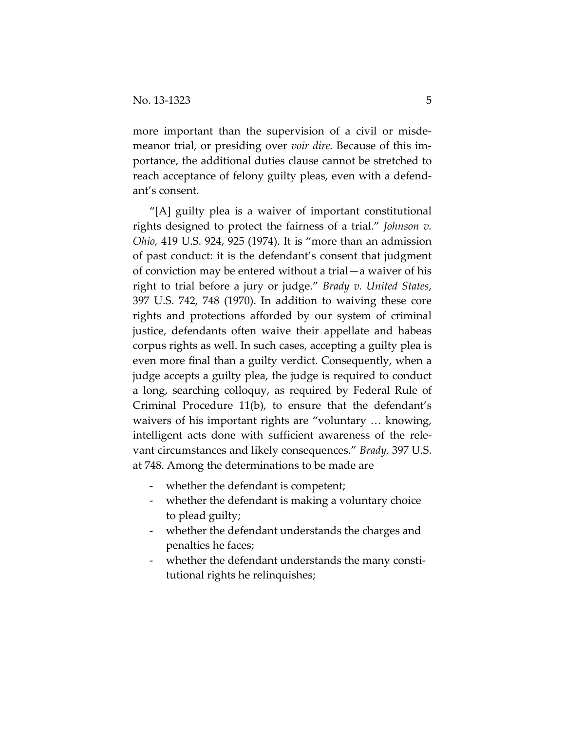more important than the supervision of a civil or misdemeanor trial, or presiding over *voir dire.* Because of this importance, the additional duties clause cannot be stretched to reach acceptance of felony guilty pleas, even with a defendant's consent.

"[A] guilty plea is a waiver of important constitutional rights designed to protect the fairness of a trial." *Johnson v. Ohio,* 419 U.S. 924, 925 (1974). It is "more than an admission of past conduct: it is the defendant's consent that judgment of conviction may be entered without a trial—a waiver of his right to trial before a jury or judge." *Brady v. United States*, 397 U.S. 742, 748 (1970). In addition to waiving these core rights and protections afforded by our system of criminal justice, defendants often waive their appellate and habeas corpus rights as well. In such cases, accepting a guilty plea is even more final than a guilty verdict. Consequently, when a judge accepts a guilty plea, the judge is required to conduct a long, searching colloquy, as required by Federal Rule of Criminal Procedure 11(b), to ensure that the defendant's waivers of his important rights are "voluntary … knowing, intelligent acts done with sufficient awareness of the relevant circumstances and likely consequences." *Brady,* 397 U.S. at 748. Among the determinations to be made are

- whether the defendant is competent;
- whether the defendant is making a voluntary choice to plead guilty;
- whether the defendant understands the charges and penalties he faces;
- whether the defendant understands the many constitutional rights he relinquishes;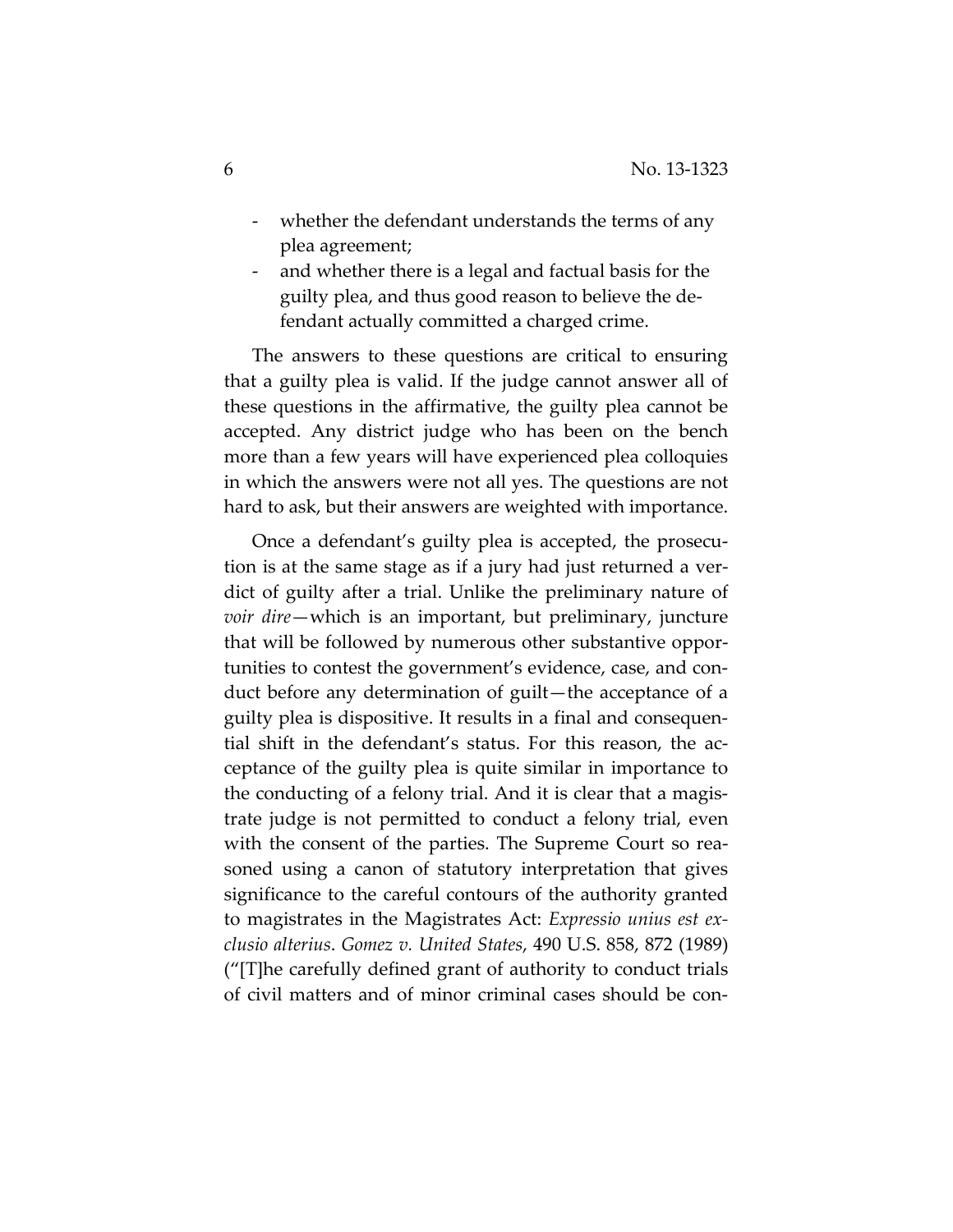- whether the defendant understands the terms of any plea agreement;
- and whether there is a legal and factual basis for the guilty plea, and thus good reason to believe the defendant actually committed a charged crime.

The answers to these questions are critical to ensuring that a guilty plea is valid. If the judge cannot answer all of these questions in the affirmative, the guilty plea cannot be accepted. Any district judge who has been on the bench more than a few years will have experienced plea colloquies in which the answers were not all yes. The questions are not hard to ask, but their answers are weighted with importance.

Once a defendant's guilty plea is accepted, the prosecution is at the same stage as if a jury had just returned a verdict of guilty after a trial. Unlike the preliminary nature of *voir dire*—which is an important, but preliminary, juncture that will be followed by numerous other substantive opportunities to contest the government's evidence, case, and conduct before any determination of guilt—the acceptance of a guilty plea is dispositive. It results in a final and consequential shift in the defendant's status. For this reason, the acceptance of the guilty plea is quite similar in importance to the conducting of a felony trial. And it is clear that a magistrate judge is not permitted to conduct a felony trial, even with the consent of the parties. The Supreme Court so reasoned using a canon of statutory interpretation that gives significance to the careful contours of the authority granted to magistrates in the Magistrates Act: *Expressio unius est exclusio alterius*. *Gomez v. United States*, 490 U.S. 858, 872 (1989) ("[T]he carefully defined grant of authority to conduct trials of civil matters and of minor criminal cases should be con-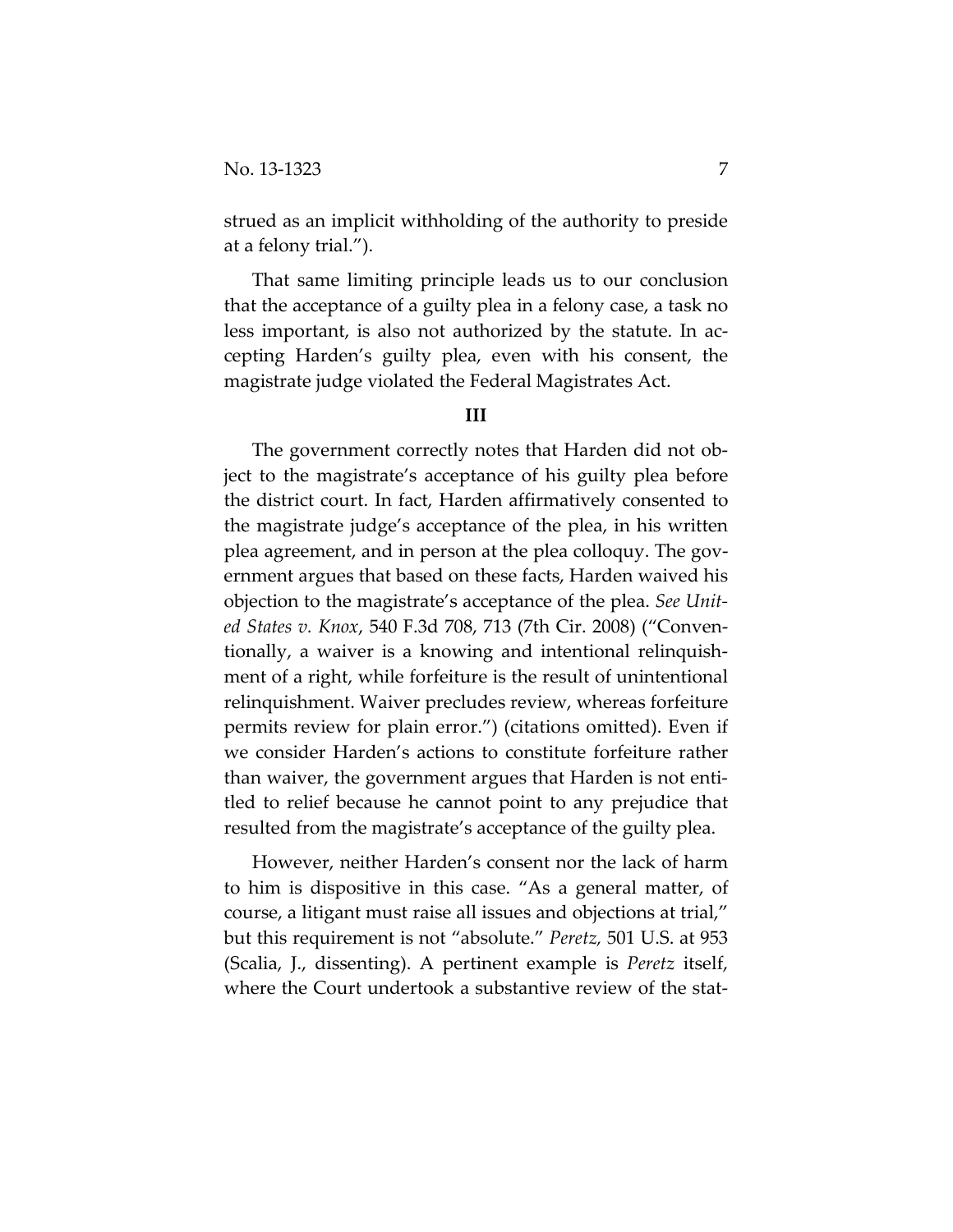strued as an implicit withholding of the authority to preside at a felony trial.").

That same limiting principle leads us to our conclusion that the acceptance of a guilty plea in a felony case, a task no less important, is also not authorized by the statute. In accepting Harden's guilty plea, even with his consent, the magistrate judge violated the Federal Magistrates Act.

**III**

The government correctly notes that Harden did not object to the magistrate's acceptance of his guilty plea before the district court. In fact, Harden affirmatively consented to the magistrate judge's acceptance of the plea, in his written plea agreement, and in person at the plea colloquy. The government argues that based on these facts, Harden waived his objection to the magistrate's acceptance of the plea. *See United States v. Knox*, 540 F.3d 708, 713 (7th Cir. 2008) ("Conventionally, a waiver is a knowing and intentional relinquishment of a right, while forfeiture is the result of unintentional relinquishment. Waiver precludes review, whereas forfeiture permits review for plain error.") (citations omitted). Even if we consider Harden's actions to constitute forfeiture rather than waiver, the government argues that Harden is not entitled to relief because he cannot point to any prejudice that resulted from the magistrate's acceptance of the guilty plea.

However, neither Harden's consent nor the lack of harm to him is dispositive in this case. "As a general matter, of course, a litigant must raise all issues and objections at trial," but this requirement is not "absolute." *Peretz*, 501 U.S. at 953 (Scalia, J., dissenting). A pertinent example is *Peretz* itself, where the Court undertook a substantive review of the stat-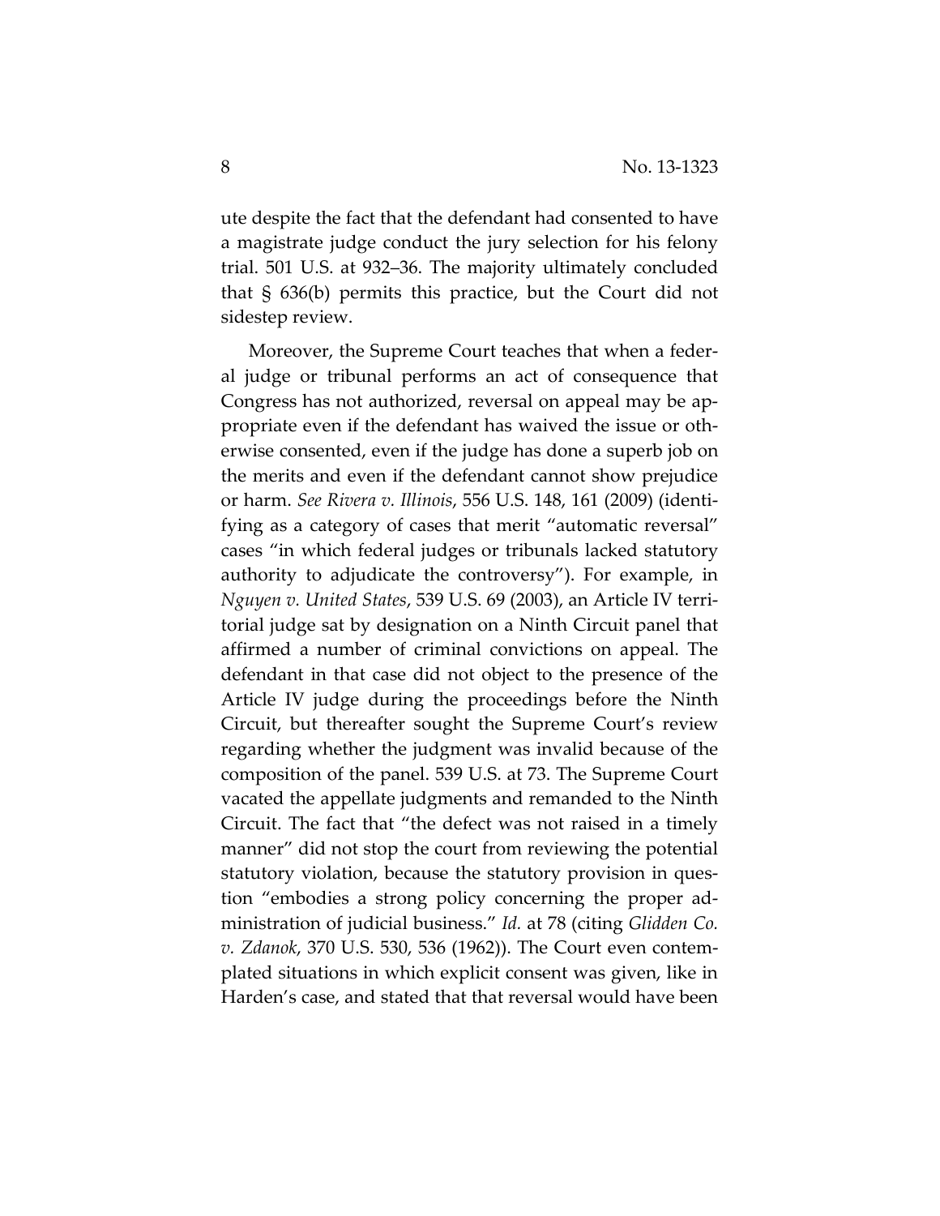ute despite the fact that the defendant had consented to have a magistrate judge conduct the jury selection for his felony trial. 501 U.S. at 932–36. The majority ultimately concluded that § 636(b) permits this practice, but the Court did not sidestep review.

Moreover, the Supreme Court teaches that when a federal judge or tribunal performs an act of consequence that Congress has not authorized, reversal on appeal may be appropriate even if the defendant has waived the issue or otherwise consented, even if the judge has done a superb job on the merits and even if the defendant cannot show prejudice or harm. *See Rivera v. Illinois*, 556 U.S. 148, 161 (2009) (identifying as a category of cases that merit "automatic reversal" cases "in which federal judges or tribunals lacked statutory authority to adjudicate the controversy"). For example, in *Nguyen v. United States*, 539 U.S. 69 (2003), an Article IV territorial judge sat by designation on a Ninth Circuit panel that affirmed a number of criminal convictions on appeal. The defendant in that case did not object to the presence of the Article IV judge during the proceedings before the Ninth Circuit, but thereafter sought the Supreme Court's review regarding whether the judgment was invalid because of the composition of the panel. 539 U.S. at 73. The Supreme Court vacated the appellate judgments and remanded to the Ninth Circuit. The fact that "the defect was not raised in a timely manner" did not stop the court from reviewing the potential statutory violation, because the statutory provision in question "embodies a strong policy concerning the proper administration of judicial business." *Id.* at 78 (citing *Glidden Co. v. Zdanok*, 370 U.S. 530, 536 (1962)). The Court even contemplated situations in which explicit consent was given, like in Harden's case, and stated that that reversal would have been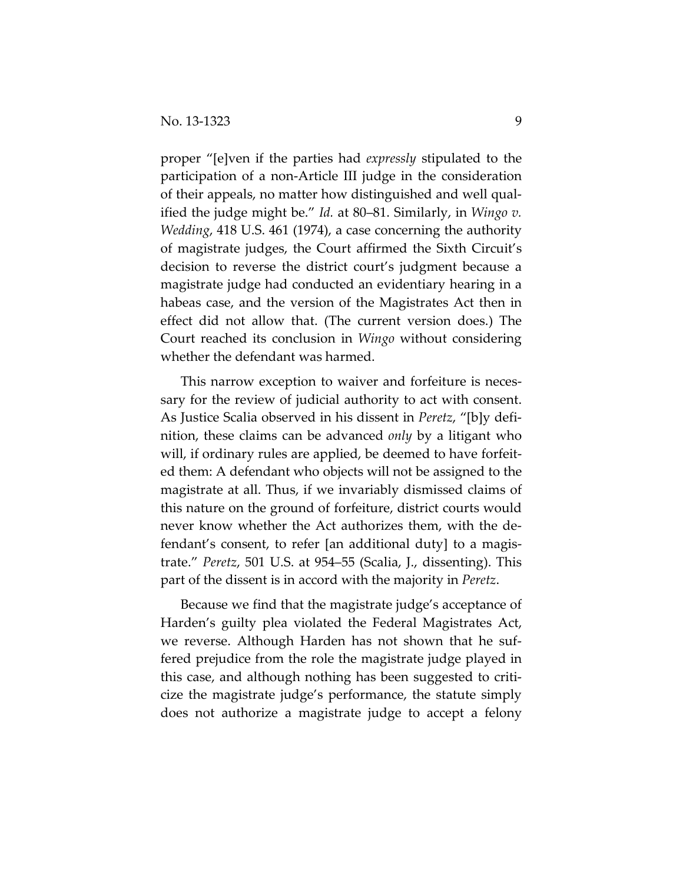proper "[e]ven if the parties had *expressly* stipulated to the participation of a non-Article III judge in the consideration of their appeals, no matter how distinguished and well qualified the judge might be." *Id.* at 80–81. Similarly, in *Wingo v. Wedding*, 418 U.S. 461 (1974), a case concerning the authority of magistrate judges, the Court affirmed the Sixth Circuit's decision to reverse the district court's judgment because a magistrate judge had conducted an evidentiary hearing in a habeas case, and the version of the Magistrates Act then in effect did not allow that. (The current version does.) The Court reached its conclusion in *Wingo* without considering whether the defendant was harmed.

This narrow exception to waiver and forfeiture is necessary for the review of judicial authority to act with consent. As Justice Scalia observed in his dissent in *Peretz*, "[b]y definition, these claims can be advanced *only* by a litigant who will, if ordinary rules are applied, be deemed to have forfeited them: A defendant who objects will not be assigned to the magistrate at all. Thus, if we invariably dismissed claims of this nature on the ground of forfeiture, district courts would never know whether the Act authorizes them, with the defendant's consent, to refer [an additional duty] to a magistrate." *Peretz*, 501 U.S. at 954–55 (Scalia, J., dissenting). This part of the dissent is in accord with the majority in *Peretz*.

Because we find that the magistrate judge's acceptance of Harden's guilty plea violated the Federal Magistrates Act, we reverse. Although Harden has not shown that he suffered prejudice from the role the magistrate judge played in this case, and although nothing has been suggested to criticize the magistrate judge's performance, the statute simply does not authorize a magistrate judge to accept a felony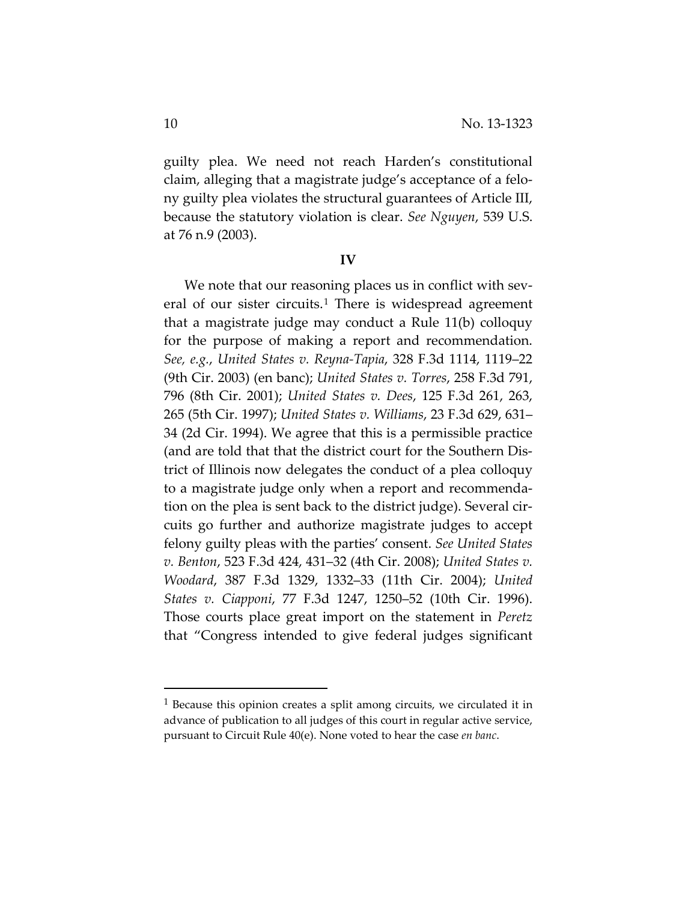guilty plea. We need not reach Harden's constitutional claim, alleging that a magistrate judge's acceptance of a felony guilty plea violates the structural guarantees of Article III, because the statutory violation is clear. *See Nguyen*, 539 U.S. at 76 n.9 (2003).

## IV

We note that our reasoning places us in conflict with several of our sister circuits.[1] There is widespread agreement that a magistrate judge may conduct a Rule 11(b) colloquy for the purpose of making a report and recommendation. *See, e.g.*, *United States v. Reyna-Tapia*, 328 F.3d 1114, 1119–22 (9th Cir. 2003) (en banc); *United States v. Torres*, 258 F.3d 791, 796 (8th Cir. 2001); *United States v. Dees*, 125 F.3d 261, 263, 265 (5th Cir. 1997); *United States v. Williams*, 23 F.3d 629, 631–34 (2d Cir. 1994). We agree that this is a permissible practice (and are told that that the district court for the Southern District of Illinois now delegates the conduct of a plea colloquy to a magistrate judge only when a report and recommendation on the plea is sent back to the district judge). Several circuits go further and authorize magistrate judges to accept felony guilty pleas with the parties' consent. *See United States v. Benton*, 523 F.3d 424, 431–32 (4th Cir. 2008); *United States v. Woodard*, 387 F.3d 1329, 1332–33 (11th Cir. 2004); *United States v. Ciapponi*, 77 F.3d 1247, 1250–52 (10th Cir. 1996). Those courts place great import on the statement in *Peretz* that "Congress intended to give federal judges significant

[1] Because this opinion creates a split among circuits, we circulated it in advance of publication to all judges of this court in regular active service, pursuant to Circuit Rule 40(e). None voted to hear the case *en banc*.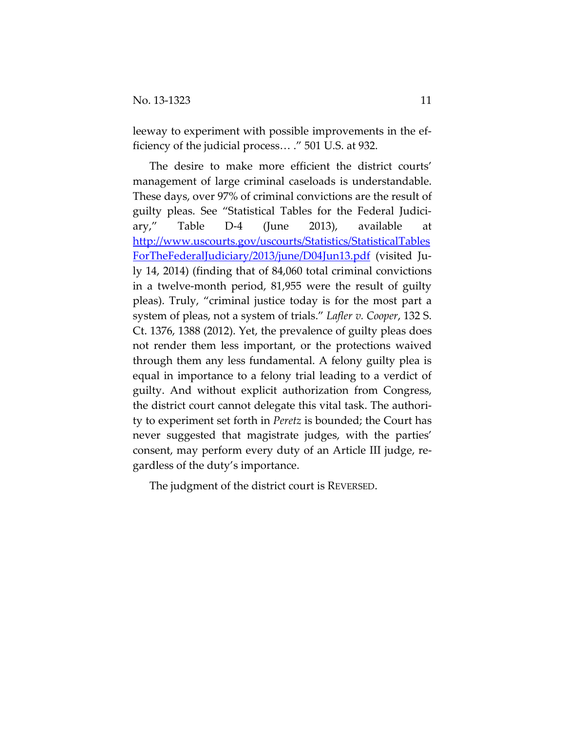leeway to experiment with possible improvements in the efficiency of the judicial process… ." 501 U.S. at 932.

The desire to make more efficient the district courts' management of large criminal caseloads is understandable. These days, over 97% of criminal convictions are the result of guilty pleas. See "Statistical Tables for the Federal Judiciary," Table D-4 (June 2013), available at http://www.uscourts.gov/uscourts/Statistics/StatisticalTablesForTheFederalJudiciary/2013/june/D04Jun13.pdf (visited July 14, 2014) (finding that of 84,060 total criminal convictions in a twelve-month period, 81,955 were the result of guilty pleas). Truly, "criminal justice today is for the most part a system of pleas, not a system of trials." *Lafler v. Cooper*, 132 S. Ct. 1376, 1388 (2012). Yet, the prevalence of guilty pleas does not render them less important, or the protections waived through them any less fundamental. A felony guilty plea is equal in importance to a felony trial leading to a verdict of guilty. And without explicit authorization from Congress, the district court cannot delegate this vital task. The authority to experiment set forth in *Peretz* is bounded; the Court has never suggested that magistrate judges, with the parties' consent, may perform every duty of an Article III judge, regardless of the duty's importance.

The judgment of the district court is REVERSED.